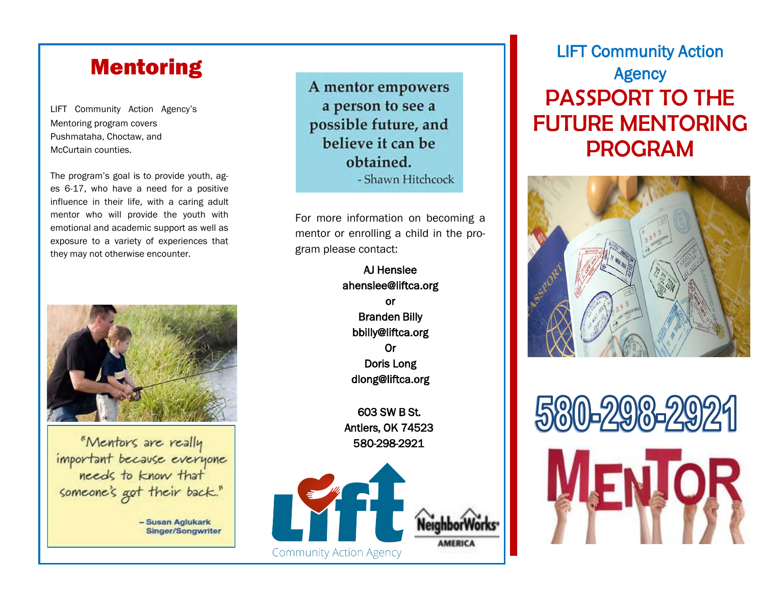## Mentoring

LIFT Community Action Agency's Mentoring program covers Pushmataha, Choctaw, and McCurtain counties.

The program's goal is to provide youth, ages 6-17, who have a need for a positive influence in their life, with a caring adult mentor who will provide the youth with emotional and academic support as well as exposure to a variety of experiences that they may not otherwise encounter.

"Mentors are really important because everyone needs to know that someone's got their back."

– Susan Aglukark
Singer/Songwriter

A mentor empowers a person to see a possible future, and believe it can be obtained.

- Shawn Hitchcock

For more information on becoming a mentor or enrolling a child in the program please contact:

AJ Henslee
ahenslee@liftca.org
or
Branden Billy
bbilly@liftca.org
Or
Doris Long
dlong@liftca.org

603 SW B St.
Antlers, OK 74523
580-298-2921

Lift Community Action Agency

NeighborWorks AMERICA

# LIFT Community Action Agency

# PASSPORT TO THE FUTURE MENTORING PROGRAM

580-298-2921

MENTOR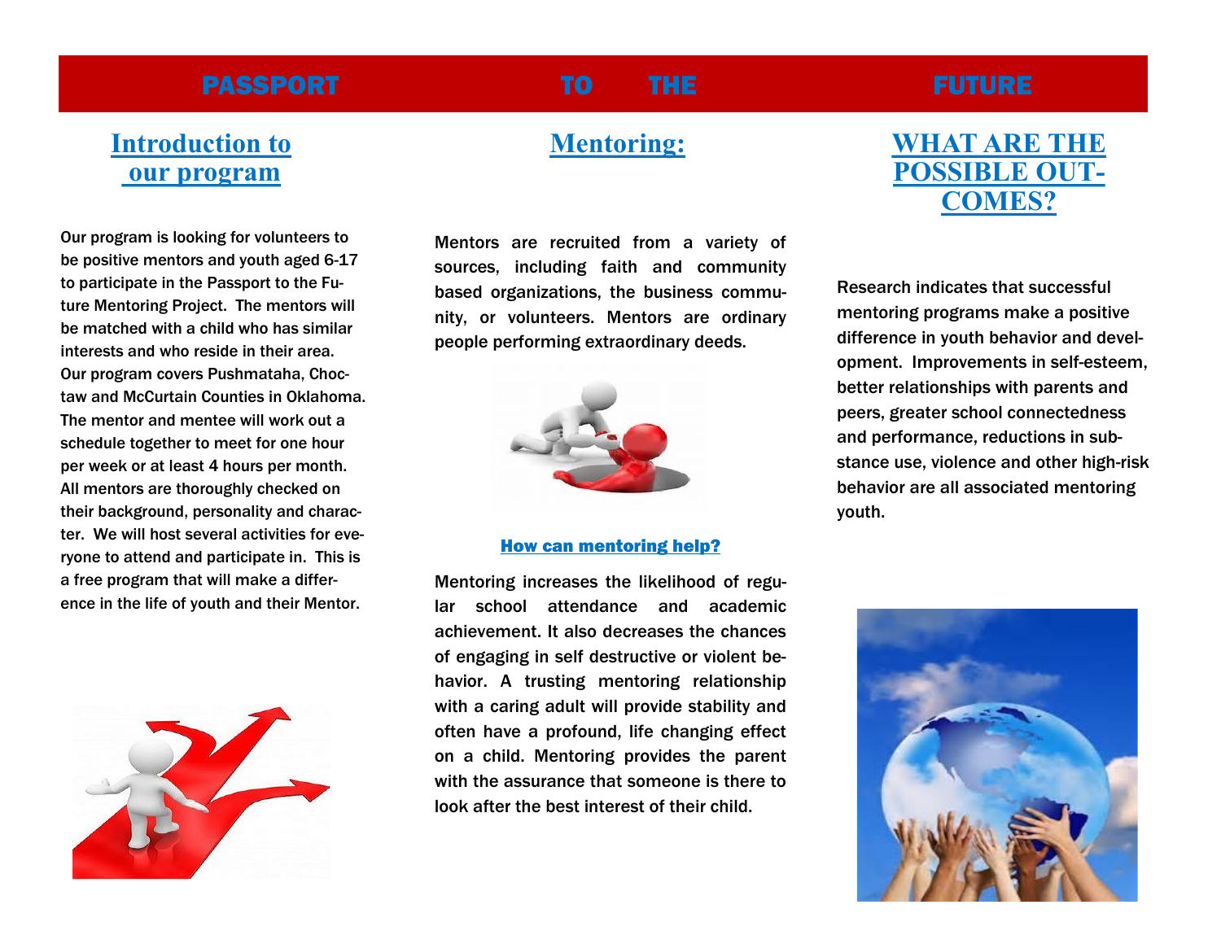# PASSPORT TO THE FUTURE

## Introduction to our program

Our program is looking for volunteers to be positive mentors and youth aged 6-17 to participate in the Passport to the Future Mentoring Project. The mentors will be matched with a child who has similar interests and who reside in their area. Our program covers Pushmataha, Choctaw and McCurtain Counties in Oklahoma. The mentor and mentee will work out a schedule together to meet for one hour per week or at least 4 hours per month. All mentors are thoroughly checked on their background, personality and character. We will host several activities for everyone to attend and participate in. This is a free program that will make a difference in the life of youth and their Mentor.

## Mentoring:

Mentors are recruited from a variety of sources, including faith and community based organizations, the business community, or volunteers. Mentors are ordinary people performing extraordinary deeds.

### How can mentoring help?

Mentoring increases the likelihood of regular school attendance and academic achievement. It also decreases the chances of engaging in self destructive or violent behavior. A trusting mentoring relationship with a caring adult will provide stability and often have a profound, life changing effect on a child. Mentoring provides the parent with the assurance that someone is there to look after the best interest of their child.

## WHAT ARE THE POSSIBLE OUTCOMES?

Research indicates that successful mentoring programs make a positive difference in youth behavior and development. Improvements in self-esteem, better relationships with parents and peers, greater school connectedness and performance, reductions in substance use, violence and other high-risk behavior are all associated mentoring youth.